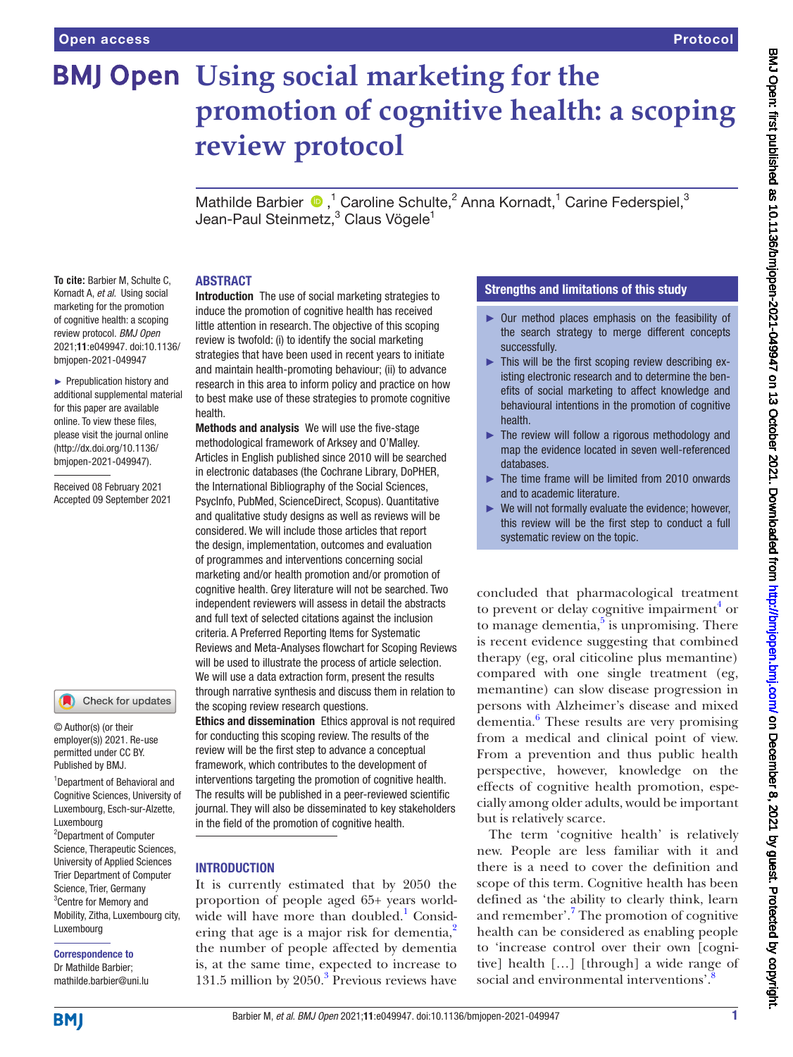# Using social marketing for the promotion of cognitive health: a scoping review protocol

Mathilde Barbier [1], Caroline Schulte,[2] Anna Kornadt,[1] Carine Federspiel,[3] Jean-Paul Steinmetz,[3] Claus Vögele[1]

**To cite:** Barbier M, Schulte C, Kornadt A, *et al*. Using social marketing for the promotion of cognitive health: a scoping review protocol. *BMJ Open* 2021;**11**:e049947. doi:10.1136/bmjopen-2021-049947

► Prepublication history and additional supplemental material for this paper are available online. To view these files, please visit the journal online (http://dx.doi.org/10.1136/bmjopen-2021-049947).

Received 08 February 2021
Accepted 09 September 2021

© Author(s) (or their employer(s)) 2021. Re-use permitted under CC BY. Published by BMJ.

[1]Department of Behavioral and Cognitive Sciences, University of Luxembourg, Esch-sur-Alzette, Luxembourg
[2]Department of Computer Science, Therapeutic Sciences, University of Applied Sciences Trier Department of Computer Science, Trier, Germany
[3]Centre for Memory and Mobility, Zitha, Luxembourg city, Luxembourg

**Correspondence to**
Dr Mathilde Barbier;
mathilde.barbier@uni.lu

## ABSTRACT

**Introduction** The use of social marketing strategies to induce the promotion of cognitive health has received little attention in research. The objective of this scoping review is twofold: (i) to identify the social marketing strategies that have been used in recent years to initiate and maintain health-promoting behaviour; (ii) to advance research in this area to inform policy and practice on how to best make use of these strategies to promote cognitive health.

**Methods and analysis** We will use the five-stage methodological framework of Arksey and O'Malley. Articles in English published since 2010 will be searched in electronic databases (the Cochrane Library, DoPHER, the International Bibliography of the Social Sciences, PsycInfo, PubMed, ScienceDirect, Scopus). Quantitative and qualitative study designs as well as reviews will be considered. We will include those articles that report the design, implementation, outcomes and evaluation of programmes and interventions concerning social marketing and/or health promotion and/or promotion of cognitive health. Grey literature will not be searched. Two independent reviewers will assess in detail the abstracts and full text of selected citations against the inclusion criteria. A Preferred Reporting Items for Systematic Reviews and Meta-Analyses flowchart for Scoping Reviews will be used to illustrate the process of article selection. We will use a data extraction form, present the results through narrative synthesis and discuss them in relation to the scoping review research questions.

**Ethics and dissemination** Ethics approval is not required for conducting this scoping review. The results of the review will be the first step to advance a conceptual framework, which contributes to the development of interventions targeting the promotion of cognitive health. The results will be published in a peer-reviewed scientific journal. They will also be disseminated to key stakeholders in the field of the promotion of cognitive health.

## Strengths and limitations of this study

- Our method places emphasis on the feasibility of the search strategy to merge different concepts successfully.
- This will be the first scoping review describing existing electronic research and to determine the benefits of social marketing to affect knowledge and behavioural intentions in the promotion of cognitive health.
- The review will follow a rigorous methodology and map the evidence located in seven well-referenced databases.
- The time frame will be limited from 2010 onwards and to academic literature.
- We will not formally evaluate the evidence; however, this review will be the first step to conduct a full systematic review on the topic.

## INTRODUCTION

It is currently estimated that by 2050 the proportion of people aged 65+ years worldwide will have more than doubled.[1] Considering that age is a major risk for dementia,[2] the number of people affected by dementia is, at the same time, expected to increase to 131.5 million by 2050.[3] Previous reviews have concluded that pharmacological treatment to prevent or delay cognitive impairment[4] or to manage dementia,[5] is unpromising. There is recent evidence suggesting that combined therapy (eg, oral citicoline plus memantine) compared with one single treatment (eg, memantine) can slow disease progression in persons with Alzheimer's disease and mixed dementia.[6] These results are very promising from a medical and clinical point of view. From a prevention and thus public health perspective, however, knowledge on the effects of cognitive health promotion, especially among older adults, would be important but is relatively scarce.

The term 'cognitive health' is relatively new. People are less familiar with it and there is a need to cover the definition and scope of this term. Cognitive health has been defined as 'the ability to clearly think, learn and remember'.[7] The promotion of cognitive health can be considered as enabling people to 'increase control over their own [cognitive] health […] [through] a wide range of social and environmental interventions'.[8]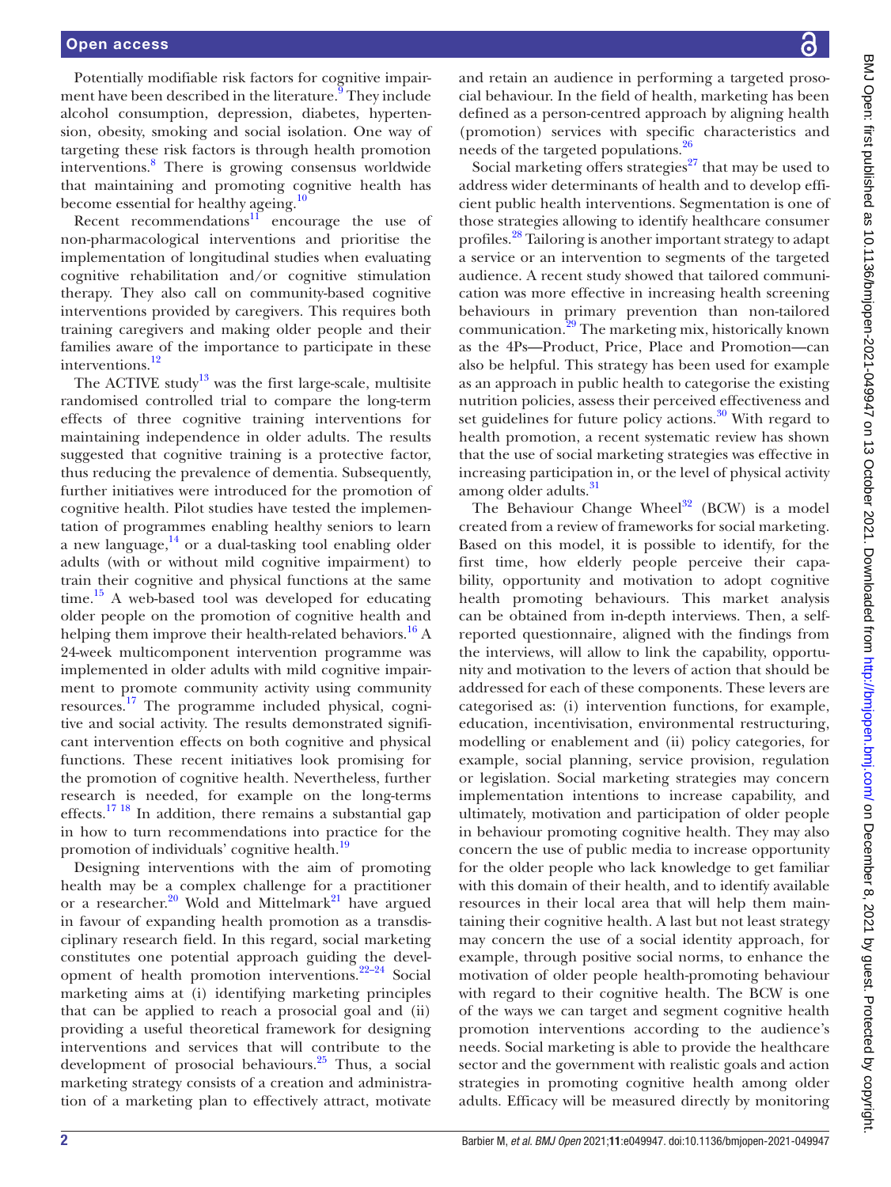Potentially modifiable risk factors for cognitive impairment have been described in the literature.[9] They include alcohol consumption, depression, diabetes, hypertension, obesity, smoking and social isolation. One way of targeting these risk factors is through health promotion interventions.[8] There is growing consensus worldwide that maintaining and promoting cognitive health has become essential for healthy ageing.[10]

Recent recommendations[11] encourage the use of non-pharmacological interventions and prioritise the implementation of longitudinal studies when evaluating cognitive rehabilitation and/or cognitive stimulation therapy. They also call on community-based cognitive interventions provided by caregivers. This requires both training caregivers and making older people and their families aware of the importance to participate in these interventions.[12]

The ACTIVE study[13] was the first large-scale, multisite randomised controlled trial to compare the long-term effects of three cognitive training interventions for maintaining independence in older adults. The results suggested that cognitive training is a protective factor, thus reducing the prevalence of dementia. Subsequently, further initiatives were introduced for the promotion of cognitive health. Pilot studies have tested the implementation of programmes enabling healthy seniors to learn a new language,[14] or a dual-tasking tool enabling older adults (with or without mild cognitive impairment) to train their cognitive and physical functions at the same time.[15] A web-based tool was developed for educating older people on the promotion of cognitive health and helping them improve their health-related behaviors.[16] A 24-week multicomponent intervention programme was implemented in older adults with mild cognitive impairment to promote community activity using community resources.[17] The programme included physical, cognitive and social activity. The results demonstrated significant intervention effects on both cognitive and physical functions. These recent initiatives look promising for the promotion of cognitive health. Nevertheless, further research is needed, for example on the long-terms effects.[17 18] In addition, there remains a substantial gap in how to turn recommendations into practice for the promotion of individuals' cognitive health.[19]

Designing interventions with the aim of promoting health may be a complex challenge for a practitioner or a researcher.[20] Wold and Mittelmark[21] have argued in favour of expanding health promotion as a transdisciplinary research field. In this regard, social marketing constitutes one potential approach guiding the development of health promotion interventions.[22–24] Social marketing aims at (i) identifying marketing principles that can be applied to reach a prosocial goal and (ii) providing a useful theoretical framework for designing interventions and services that will contribute to the development of prosocial behaviours.[25] Thus, a social marketing strategy consists of a creation and administration of a marketing plan to effectively attract, motivate and retain an audience in performing a targeted prosocial behaviour. In the field of health, marketing has been defined as a person-centred approach by aligning health (promotion) services with specific characteristics and needs of the targeted populations.[26]

Social marketing offers strategies[27] that may be used to address wider determinants of health and to develop efficient public health interventions. Segmentation is one of those strategies allowing to identify healthcare consumer profiles.[28] Tailoring is another important strategy to adapt a service or an intervention to segments of the targeted audience. A recent study showed that tailored communication was more effective in increasing health screening behaviours in primary prevention than non-tailored communication.[29] The marketing mix, historically known as the 4Ps—Product, Price, Place and Promotion—can also be helpful. This strategy has been used for example as an approach in public health to categorise the existing nutrition policies, assess their perceived effectiveness and set guidelines for future policy actions.[30] With regard to health promotion, a recent systematic review has shown that the use of social marketing strategies was effective in increasing participation in, or the level of physical activity among older adults.[31]

The Behaviour Change Wheel[32] (BCW) is a model created from a review of frameworks for social marketing. Based on this model, it is possible to identify, for the first time, how elderly people perceive their capability, opportunity and motivation to adopt cognitive health promoting behaviours. This market analysis can be obtained from in-depth interviews. Then, a self-reported questionnaire, aligned with the findings from the interviews, will allow to link the capability, opportunity and motivation to the levers of action that should be addressed for each of these components. These levers are categorised as: (i) intervention functions, for example, education, incentivisation, environmental restructuring, modelling or enablement and (ii) policy categories, for example, social planning, service provision, regulation or legislation. Social marketing strategies may concern implementation intentions to increase capability, and ultimately, motivation and participation of older people in behaviour promoting cognitive health. They may also concern the use of public media to increase opportunity for the older people who lack knowledge to get familiar with this domain of their health, and to identify available resources in their local area that will help them maintaining their cognitive health. A last but not least strategy may concern the use of a social identity approach, for example, through positive social norms, to enhance the motivation of older people health-promoting behaviour with regard to their cognitive health. The BCW is one of the ways we can target and segment cognitive health promotion interventions according to the audience's needs. Social marketing is able to provide the healthcare sector and the government with realistic goals and action strategies in promoting cognitive health among older adults. Efficacy will be measured directly by monitoring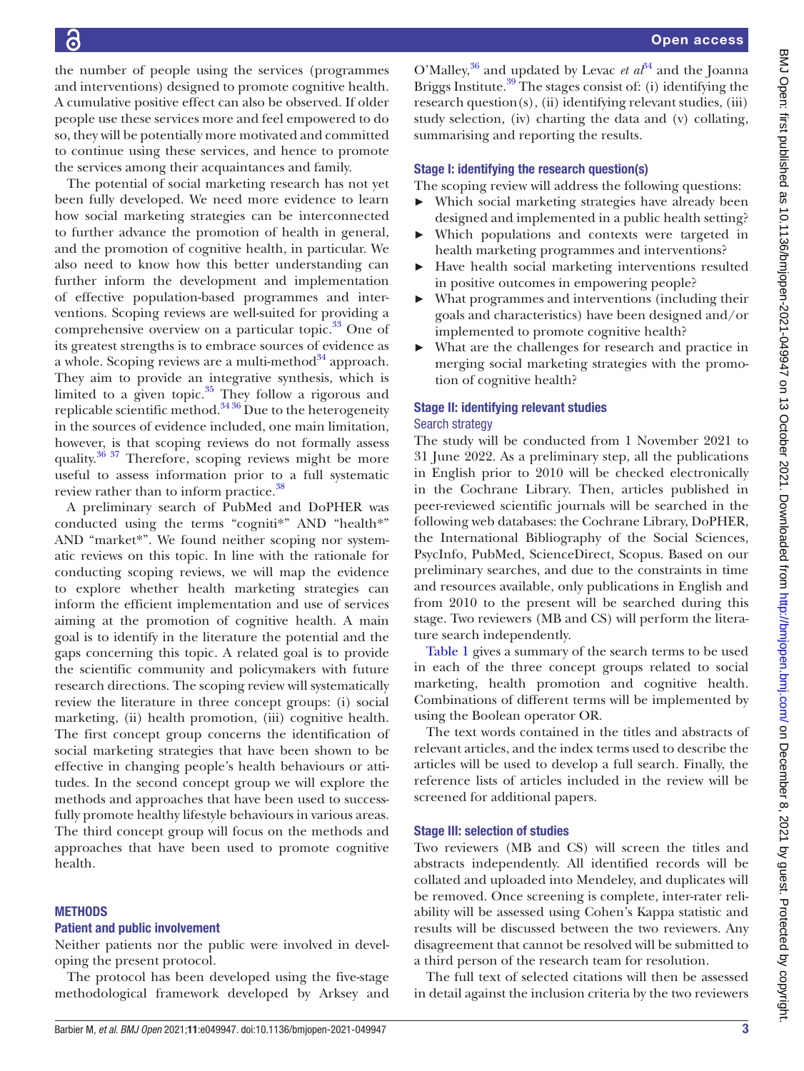the number of people using the services (programmes and interventions) designed to promote cognitive health. A cumulative positive effect can also be observed. If older people use these services more and feel empowered to do so, they will be potentially more motivated and committed to continue using these services, and hence to promote the services among their acquaintances and family.

The potential of social marketing research has not yet been fully developed. We need more evidence to learn how social marketing strategies can be interconnected to further advance the promotion of health in general, and the promotion of cognitive health, in particular. We also need to know how this better understanding can further inform the development and implementation of effective population-based programmes and interventions. Scoping reviews are well-suited for providing a comprehensive overview on a particular topic.[33] One of its greatest strengths is to embrace sources of evidence as a whole. Scoping reviews are a multi-method[34] approach. They aim to provide an integrative synthesis, which is limited to a given topic.[35] They follow a rigorous and replicable scientific method.[34 36] Due to the heterogeneity in the sources of evidence included, one main limitation, however, is that scoping reviews do not formally assess quality.[36 37] Therefore, scoping reviews might be more useful to assess information prior to a full systematic review rather than to inform practice.[38]

A preliminary search of PubMed and DoPHER was conducted using the terms "cogniti*" AND "health*" AND "market*". We found neither scoping nor systematic reviews on this topic. In line with the rationale for conducting scoping reviews, we will map the evidence to explore whether health marketing strategies can inform the efficient implementation and use of services aiming at the promotion of cognitive health. A main goal is to identify in the literature the potential and the gaps concerning this topic. A related goal is to provide the scientific community and policymakers with future research directions. The scoping review will systematically review the literature in three concept groups: (i) social marketing, (ii) health promotion, (iii) cognitive health. The first concept group concerns the identification of social marketing strategies that have been shown to be effective in changing people's health behaviours or attitudes. In the second concept group we will explore the methods and approaches that have been used to successfully promote healthy lifestyle behaviours in various areas. The third concept group will focus on the methods and approaches that have been used to promote cognitive health.

## METHODS

### Patient and public involvement

Neither patients nor the public were involved in developing the present protocol.

The protocol has been developed using the five-stage methodological framework developed by Arksey and O'Malley,[36] and updated by Levac *et al*[34] and the Joanna Briggs Institute.[39] The stages consist of: (i) identifying the research question(s), (ii) identifying relevant studies, (iii) study selection, (iv) charting the data and (v) collating, summarising and reporting the results.

### Stage I: identifying the research question(s)

The scoping review will address the following questions:

- Which social marketing strategies have already been designed and implemented in a public health setting?
- Which populations and contexts were targeted in health marketing programmes and interventions?
- Have health social marketing interventions resulted in positive outcomes in empowering people?
- What programmes and interventions (including their goals and characteristics) have been designed and/or implemented to promote cognitive health?
- What are the challenges for research and practice in merging social marketing strategies with the promotion of cognitive health?

### Stage II: identifying relevant studies

#### Search strategy

The study will be conducted from 1 November 2021 to 31 June 2022. As a preliminary step, all the publications in English prior to 2010 will be checked electronically in the Cochrane Library. Then, articles published in peer-reviewed scientific journals will be searched in the following web databases: the Cochrane Library, DoPHER, the International Bibliography of the Social Sciences, PsycInfo, PubMed, ScienceDirect, Scopus. Based on our preliminary searches, and due to the constraints in time and resources available, only publications in English and from 2010 to the present will be searched during this stage. Two reviewers (MB and CS) will perform the literature search independently.

Table 1 gives a summary of the search terms to be used in each of the three concept groups related to social marketing, health promotion and cognitive health. Combinations of different terms will be implemented by using the Boolean operator OR.

The text words contained in the titles and abstracts of relevant articles, and the index terms used to describe the articles will be used to develop a full search. Finally, the reference lists of articles included in the review will be screened for additional papers.

### Stage III: selection of studies

Two reviewers (MB and CS) will screen the titles and abstracts independently. All identified records will be collated and uploaded into Mendeley, and duplicates will be removed. Once screening is complete, inter-rater reliability will be assessed using Cohen's Kappa statistic and results will be discussed between the two reviewers. Any disagreement that cannot be resolved will be submitted to a third person of the research team for resolution.

The full text of selected citations will then be assessed in detail against the inclusion criteria by the two reviewers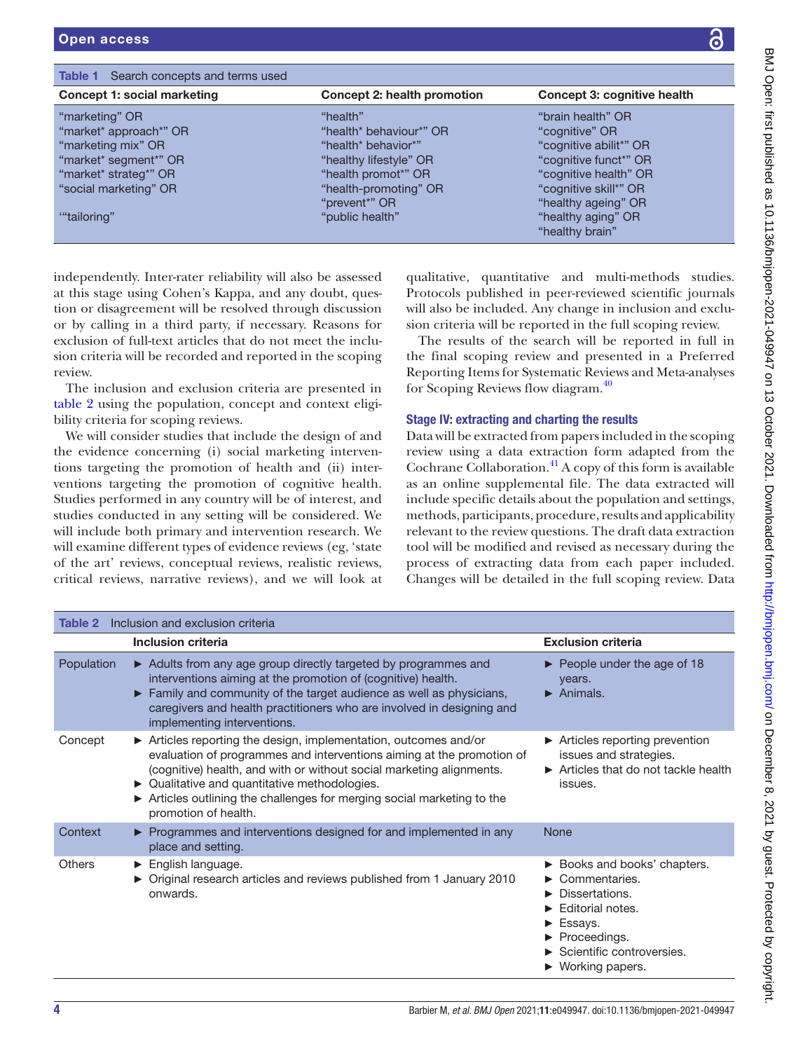**Table 1** Search concepts and terms used

| Concept 1: social marketing | Concept 2: health promotion | Concept 3: cognitive health |
|---|---|---|
| "marketing" OR<br>"market* approach*" OR<br>"marketing mix" OR<br>"market* segment*" OR<br>"market* strateg*" OR<br>"social marketing" OR<br><br>'"tailoring" | "health"<br>"health* behaviour*" OR<br>"health* behavior*"<br>"healthy lifestyle" OR<br>"health promot*" OR<br>"health-promoting" OR<br>"prevent*" OR<br>"public health" | "brain health" OR<br>"cognitive" OR<br>"cognitive abilit*" OR<br>"cognitive funct*" OR<br>"cognitive health" OR<br>"cognitive skill*" OR<br>"healthy ageing" OR<br>"healthy aging" OR<br>"healthy brain" |

independently. Inter-rater reliability will also be assessed at this stage using Cohen's Kappa, and any doubt, question or disagreement will be resolved through discussion or by calling in a third party, if necessary. Reasons for exclusion of full-text articles that do not meet the inclusion criteria will be recorded and reported in the scoping review.

The inclusion and exclusion criteria are presented in table 2 using the population, concept and context eligibility criteria for scoping reviews.

We will consider studies that include the design of and the evidence concerning (i) social marketing interventions targeting the promotion of health and (ii) interventions targeting the promotion of cognitive health. Studies performed in any country will be of interest, and studies conducted in any setting will be considered. We will include both primary and intervention research. We will examine different types of evidence reviews (eg, 'state of the art' reviews, conceptual reviews, realistic reviews, critical reviews, narrative reviews), and we will look at qualitative, quantitative and multi-methods studies. Protocols published in peer-reviewed scientific journals will also be included. Any change in inclusion and exclusion criteria will be reported in the full scoping review.

The results of the search will be reported in full in the final scoping review and presented in a Preferred Reporting Items for Systematic Reviews and Meta-analyses for Scoping Reviews flow diagram.[40]

### Stage IV: extracting and charting the results

Data will be extracted from papers included in the scoping review using a data extraction form adapted from the Cochrane Collaboration.[41] A copy of this form is available as an online supplemental file. The data extracted will include specific details about the population and settings, methods, participants, procedure, results and applicability relevant to the review questions. The draft data extraction tool will be modified and revised as necessary during the process of extracting data from each paper included. Changes will be detailed in the full scoping review. Data

**Table 2** Inclusion and exclusion criteria

| | Inclusion criteria | Exclusion criteria |
|---|---|---|
| Population | ► Adults from any age group directly targeted by programmes and interventions aiming at the promotion of (cognitive) health.<br>► Family and community of the target audience as well as physicians, caregivers and health practitioners who are involved in designing and implementing interventions. | ► People under the age of 18 years.<br>► Animals. |
| Concept | ► Articles reporting the design, implementation, outcomes and/or evaluation of programmes and interventions aiming at the promotion of (cognitive) health, and with or without social marketing alignments.<br>► Qualitative and quantitative methodologies.<br>► Articles outlining the challenges for merging social marketing to the promotion of health. | ► Articles reporting prevention issues and strategies.<br>► Articles that do not tackle health issues. |
| Context | ► Programmes and interventions designed for and implemented in any place and setting. | None |
| Others | ► English language.<br>► Original research articles and reviews published from 1 January 2010 onwards. | ► Books and books' chapters.<br>► Commentaries.<br>► Dissertations.<br>► Editorial notes.<br>► Essays.<br>► Proceedings.<br>► Scientific controversies.<br>► Working papers. |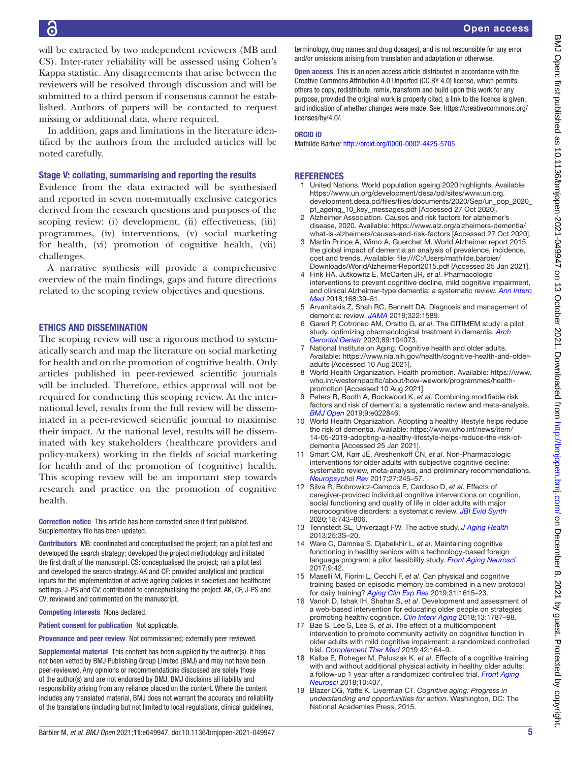will be extracted by two independent reviewers (MB and CS). Inter-rater reliability will be assessed using Cohen's Kappa statistic. Any disagreements that arise between the reviewers will be resolved through discussion and will be submitted to a third person if consensus cannot be established. Authors of papers will be contacted to request missing or additional data, where required.

In addition, gaps and limitations in the literature identified by the authors from the included articles will be noted carefully.

### Stage V: collating, summarising and reporting the results

Evidence from the data extracted will be synthesised and reported in seven non-mutually exclusive categories derived from the research questions and purposes of the scoping review: (i) development, (ii) effectiveness, (iii) programmes, (iv) interventions, (v) social marketing for health, (vi) promotion of cognitive health, (vii) challenges.

A narrative synthesis will provide a comprehensive overview of the main findings, gaps and future directions related to the scoping review objectives and questions.

## ETHICS AND DISSEMINATION

The scoping review will use a rigorous method to systematically search and map the literature on social marketing for health and on the promotion of cognitive health. Only articles published in peer-reviewed scientific journals will be included. Therefore, ethics approval will not be required for conducting this scoping review. At the international level, results from the full review will be disseminated in a peer-reviewed scientific journal to maximise their impact. At the national level, results will be disseminated with key stakeholders (healthcare providers and policy-makers) working in the fields of social marketing for health and of the promotion of (cognitive) health. This scoping review will be an important step towards research and practice on the promotion of cognitive health.

**Correction notice** This article has been corrected since it first published. Supplementary file has been updated.

**Contributors** MB: coordinated and conceptualised the project; ran a pilot test and developed the search strategy; developed the project methodology and initiated the first draft of the manuscript. CS: conceptualised the project; ran a pilot test and developed the search strategy. AK and CF: provided analytical and practical inputs for the implementation of active ageing policies in societies and healthcare settings. J-PS and CV: contributed to conceptualising the project. AK, CF, J-PS and CV: reviewed and commented on the manuscript.

**Competing interests** None declared.

**Patient consent for publication** Not applicable.

**Provenance and peer review** Not commissioned; externally peer reviewed.

**Supplemental material** This content has been supplied by the author(s). It has not been vetted by BMJ Publishing Group Limited (BMJ) and may not have been peer-reviewed. Any opinions or recommendations discussed are solely those of the author(s) and are not endorsed by BMJ. BMJ disclaims all liability and responsibility arising from any reliance placed on the content. Where the content includes any translated material, BMJ does not warrant the accuracy and reliability of the translations (including but not limited to local regulations, clinical guidelines, terminology, drug names and drug dosages), and is not responsible for any error and/or omissions arising from translation and adaptation or otherwise.

**Open access** This is an open access article distributed in accordance with the Creative Commons Attribution 4.0 Unported (CC BY 4.0) license, which permits others to copy, redistribute, remix, transform and build upon this work for any purpose, provided the original work is properly cited, a link to the licence is given, and indication of whether changes were made. See: https://creativecommons.org/licenses/by/4.0/.

**ORCID iD**

Mathilde Barbier http://orcid.org/0000-0002-4425-5705

## REFERENCES

1. United Nations. World population ageing 2020 highlights. Available: https://www.un.org/development/desa/pd/sites/www.un.org.development.desa.pd/files/files/documents/2020/Sep/un_pop_2020_pf_ageing_10_key_messages.pdf [Accessed 27 Oct 2020].
2. Alzheimer Association. Causes and risk factors for alzheimer's disease, 2020. Available: https://www.alz.org/alzheimers-dementia/what-is-alzheimers/causes-and-risk-factors [Accessed 27 Oct 2020].
3. Martin Prince A, Wimo A, Guerchet M. World Alzheimer report 2015 the global impact of dementia an analysis of prevalence, incidence, cost and trends. Available: file:///C:/Users/mathilde.barbier/Downloads/WorldAlzheimerReport2015.pdf [Accessed 25 Jan 2021].
4. Fink HA, Jutkowitz E, McCarten JR, *et al*. Pharmacologic interventions to prevent cognitive decline, mild cognitive impairment, and clinical Alzheimer-type dementia: a systematic review. *Ann Intern Med* 2018;168:39–51.
5. Arvanitakis Z, Shah RC, Bennett DA. Diagnosis and management of dementia: review. *JAMA* 2019;322:1589.
6. Gareri P, Cotroneo AM, Orsitto G, *et al*. The CITIMEM study: a pilot study. optimizing pharmacological treatment in dementia. *Arch Gerontol Geriatr* 2020;89:104073.
7. National Institute on Aging. Cognitive health and older adults. Available: https://www.nia.nih.gov/health/cognitive-health-and-older-adults [Accessed 10 Aug 2021].
8. World Health Organization. Health promotion. Available: https://www.who.int/westernpacific/about/how-wework/programmes/health-promotion [Accessed 10 Aug 2021].
9. Peters R, Booth A, Rockwood K, *et al*. Combining modifiable risk factors and risk of dementia: a systematic review and meta-analysis. *BMJ Open* 2019;9:e022846.
10. World Health Organization. Adopting a healthy lifestyle helps reduce the risk of dementia. Available: https://www.who.int/news/item/14-05-2019-adopting-a-healthy-lifestyle-helps-reduce-the-risk-of-dementia [Accessed 25 Jan 2021].
11. Smart CM, Karr JE, Areshenkoff CN, *et al*. Non-Pharmacologic interventions for older adults with subjective cognitive decline: systematic review, meta-analysis, and preliminary recommendations. *Neuropsychol Rev* 2017;27:245–57.
12. Silva R, Bobrowicz-Campos E, Cardoso D, *et al*. Effects of caregiver-provided individual cognitive interventions on cognition, social functioning and quality of life in older adults with major neurocognitive disorders: a systematic review. *JBI Evid Synth* 2020;18:743–806.
13. Tennstedt SL, Unverzagt FW. The active study. *J Aging Health* 2013;25:3S–20.
14. Ware C, Damnee S, Djabelkhir L, *et al*. Maintaining cognitive functioning in healthy seniors with a technology-based foreign language program: a pilot feasibility study. *Front Aging Neurosci* 2017;9:42.
15. Maselli M, Fiorini L, Cecchi F, *et al*. Can physical and cognitive training based on episodic memory be combined in a new protocol for daily training? *Aging Clin Exp Res* 2019;31:1615–23.
16. Vanoh D, Ishak IH, Shahar S, *et al*. Development and assessment of a web-based intervention for educating older people on strategies promoting healthy cognition. *Clin Interv Aging* 2018;13:1787–98.
17. Bae S, Lee S, Lee S, *et al*. The effect of a multicomponent intervention to promote community activity on cognitive function in older adults with mild cognitive impairment: a randomized controlled trial. *Complement Ther Med* 2019;42:164–9.
18. Kalbe E, Roheger M, Paluszak K, *et al*. Effects of a cognitive training with and without additional physical activity in healthy older adults: a follow-up 1 year after a randomized controlled trial. *Front Aging Neurosci* 2018;10:407.
19. Blazer DG, Yaffe K, Liverman CT. *Cognitive aging: Progress in understanding and opportunities for action*. Washington, DC: The National Academies Press, 2015.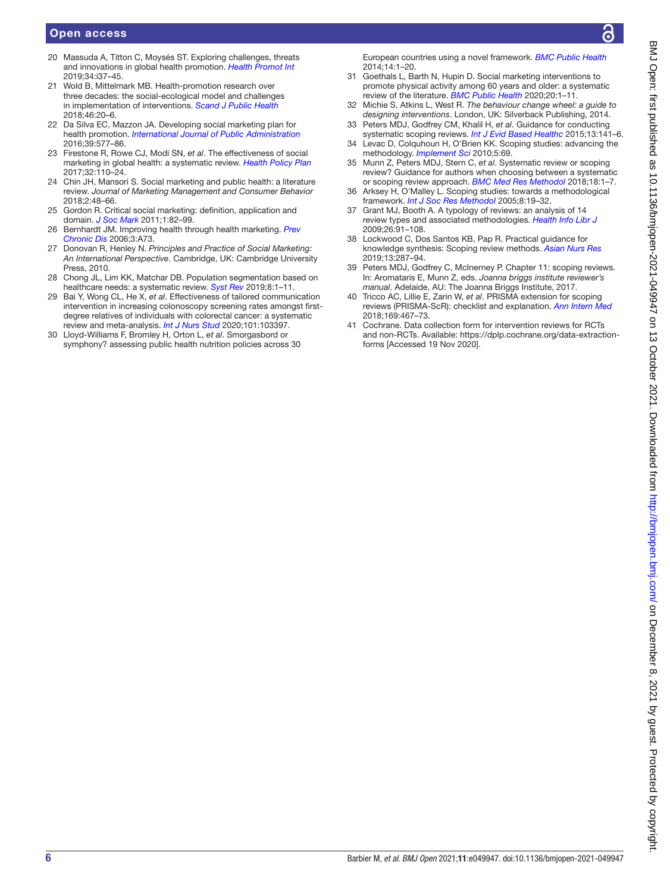20 Massuda A, Titton C, Moysés ST. Exploring challenges, threats and innovations in global health promotion. *Health Promot Int* 2019;34:i37–45.
21 Wold B, Mittelmark MB. Health-promotion research over three decades: the social-ecological model and challenges in implementation of interventions. *Scand J Public Health* 2018;46:20–6.
22 Da Silva EC, Mazzon JA. Developing social marketing plan for health promotion. *International Journal of Public Administration* 2016;39:577–86.
23 Firestone R, Rowe CJ, Modi SN, *et al*. The effectiveness of social marketing in global health: a systematic review. *Health Policy Plan* 2017;32:110–24.
24 Chin JH, Mansori S. Social marketing and public health: a literature review. *Journal of Marketing Management and Consumer Behavior* 2018;2:48–66.
25 Gordon R. Critical social marketing: definition, application and domain. *J Soc Mark* 2011;1:82–99.
26 Bernhardt JM. Improving health through health marketing. *Prev Chronic Dis* 2006;3:A73.
27 Donovan R, Henley N. *Principles and Practice of Social Marketing: An International Perspective*. Cambridge, UK: Cambridge University Press, 2010.
28 Chong JL, Lim KK, Matchar DB. Population segmentation based on healthcare needs: a systematic review. *Syst Rev* 2019;8:1–11.
29 Bai Y, Wong CL, He X, *et al*. Effectiveness of tailored communication intervention in increasing colonoscopy screening rates amongst first-degree relatives of individuals with colorectal cancer: a systematic review and meta-analysis. *Int J Nurs Stud* 2020;101:103397.
30 Lloyd-Williams F, Bromley H, Orton L, *et al*. Smorgasbord or symphony? assessing public health nutrition policies across 30 European countries using a novel framework. *BMC Public Health* 2014;14:1–20.
31 Goethals L, Barth N, Hupin D. Social marketing interventions to promote physical activity among 60 years and older: a systematic review of the literature. *BMC Public Health* 2020;20:1–11.
32 Michie S, Atkins L, West R. *The behaviour change wheel: a guide to designing interventions*. London, UK: Silverback Publishing, 2014.
33 Peters MDJ, Godfrey CM, Khalil H, *et al*. Guidance for conducting systematic scoping reviews. *Int J Evid Based Healthc* 2015;13:141–6.
34 Levac D, Colquhoun H, O'Brien KK. Scoping studies: advancing the methodology. *Implement Sci* 2010;5:69.
35 Munn Z, Peters MDJ, Stern C, *et al*. Systematic review or scoping review? Guidance for authors when choosing between a systematic or scoping review approach. *BMC Med Res Methodol* 2018;18:1–7.
36 Arksey H, O'Malley L. Scoping studies: towards a methodological framework. *Int J Soc Res Methodol* 2005;8:19–32.
37 Grant MJ, Booth A. A typology of reviews: an analysis of 14 review types and associated methodologies. *Health Info Libr J* 2009;26:91–108.
38 Lockwood C, Dos Santos KB, Pap R. Practical guidance for knowledge synthesis: Scoping review methods. *Asian Nurs Res* 2019;13:287–94.
39 Peters MDJ, Godfrey C, McInerney P. Chapter 11: scoping reviews. In: Aromataris E, Munn Z, eds. *Joanna briggs institute reviewer's manual*. Adelaide, AU: The Joanna Briggs Institute, 2017.
40 Tricco AC, Lillie E, Zarin W, *et al*. PRISMA extension for scoping reviews (PRISMA-ScR): checklist and explanation. *Ann Intern Med* 2018;169:467–73.
41 Cochrane. Data collection form for intervention reviews for RCTs and non-RCTs. Available: https://dplp.cochrane.org/data-extraction-forms [Accessed 19 Nov 2020].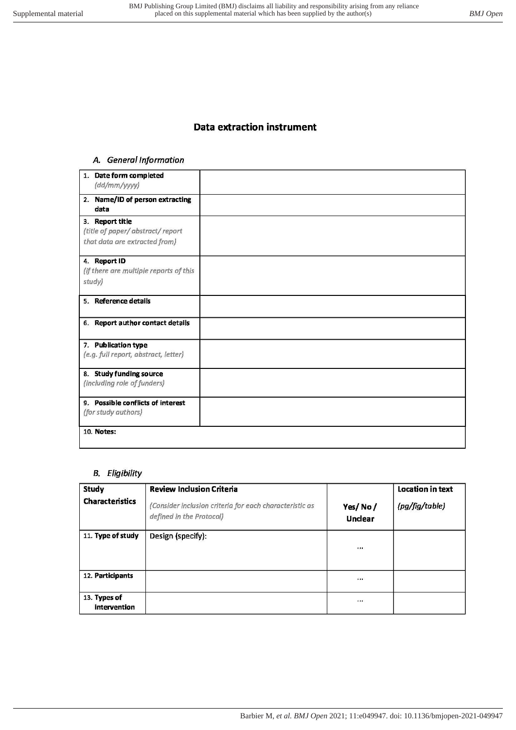## Data extraction instrument

### *A. General Information*

| | |
|---|---|
| 1. **Date form completed** *(dd/mm/yyyy)* | |
| 2. **Name/ID of person extracting data** | |
| 3. **Report title** *(title of paper/ abstract/ report that data are extracted from)* | |
| 4. **Report ID** *(if there are multiple reports of this study)* | |
| 5. **Reference details** | |
| 6. **Report author contact details** | |
| 7. **Publication type** *(e.g. full report, abstract, letter)* | |
| 8. **Study funding source** *(including role of funders)* | |
| 9. **Possible conflicts of interest** *(for study authors)* | |
| 10. **Notes:** | |

### *B. Eligibility*

| **Study Characteristics** | **Review Inclusion Criteria** *(Consider inclusion criteria for each characteristic as defined in the Protocol)* | **Yes/ No / Unclear** | **Location in text** *(pg/fig/table)* |
|---|---|---|---|
| 11. **Type of study** | Design (specify): | ... | |
| 12. **Participants** | | ... | |
| 13. **Types of intervention** | | ... | |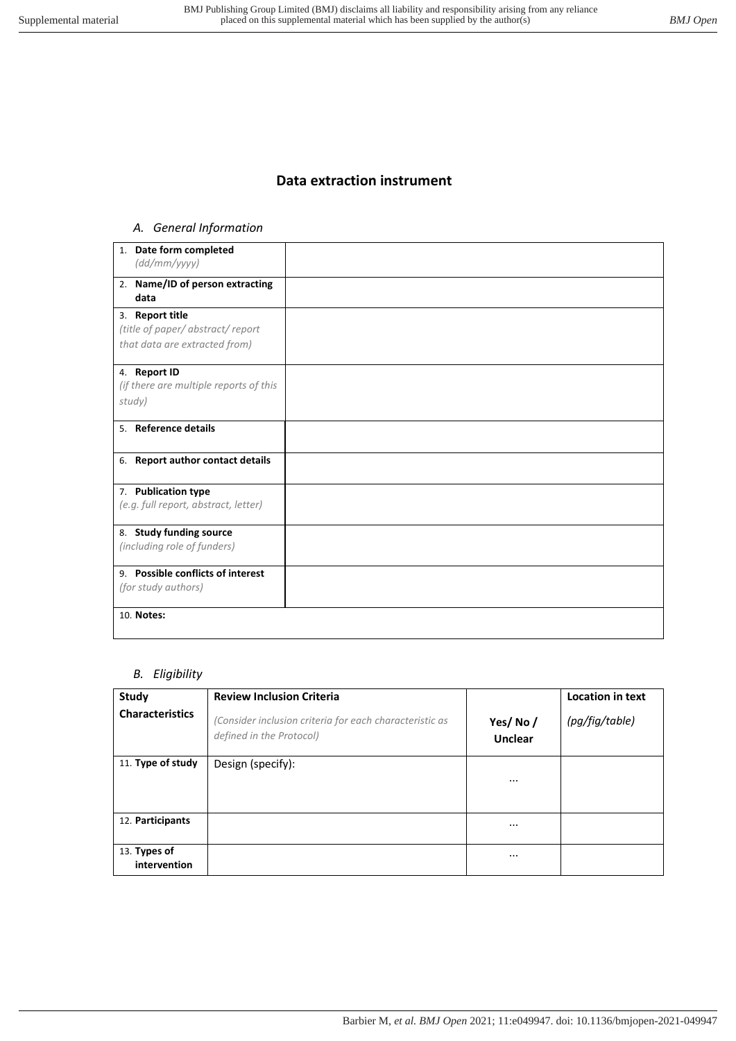## Data extraction instrument

### *A. General Information*

| | |
|---|---|
| 1. **Date form completed** *(dd/mm/yyyy)* | |
| 2. **Name/ID of person extracting data** | |
| 3. **Report title** *(title of paper/ abstract/ report that data are extracted from)* | |
| 4. **Report ID** *(if there are multiple reports of this study)* | |
| 5. **Reference details** | |
| 6. **Report author contact details** | |
| 7. **Publication type** *(e.g. full report, abstract, letter)* | |
| 8. **Study funding source** *(including role of funders)* | |
| 9. **Possible conflicts of interest** *(for study authors)* | |
| 10. **Notes:** | |

### *B. Eligibility*

| **Study Characteristics** | **Review Inclusion Criteria** *(Consider inclusion criteria for each characteristic as defined in the Protocol)* | **Yes/ No / Unclear** | **Location in text** *(pg/fig/table)* |
|---|---|---|---|
| 11. **Type of study** | Design (specify): | ... | |
| 12. **Participants** | | ... | |
| 13. **Types of intervention** | | ... | |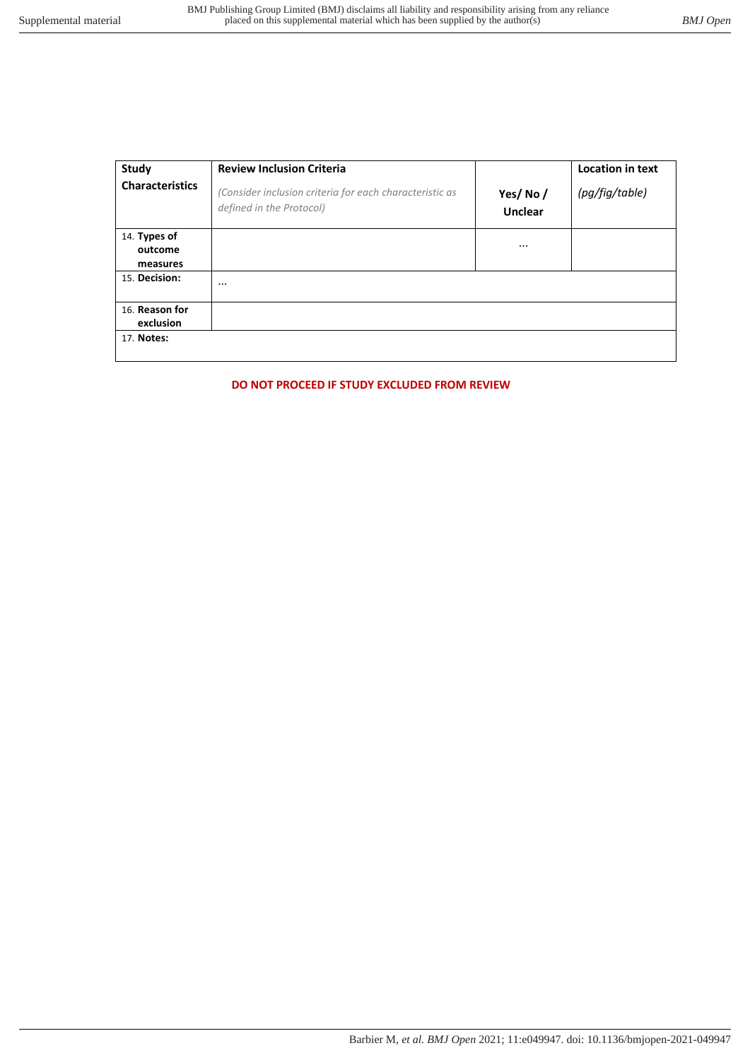| Study Characteristics | Review Inclusion Criteria<br>*(Consider inclusion criteria for each characteristic as defined in the Protocol)* | Yes/ No / Unclear | Location in text<br>*(pg/fig/table)* |
|---|---|---|---|
| 14. **Types of outcome measures** | | … | |
| 15. **Decision:** | … | | |
| 16. **Reason for exclusion** | | | |
| 17. **Notes:** | | | |

**DO NOT PROCEED IF STUDY EXCLUDED FROM REVIEW**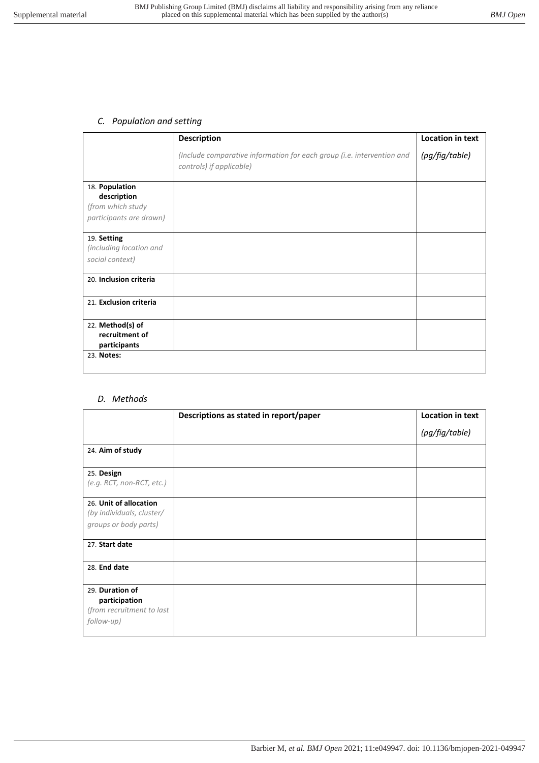### *C. Population and setting*

| | **Description**<br>*(Include comparative information for each group (i.e. intervention and controls) if applicable)* | **Location in text**<br>*(pg/fig/table)* |
|---|---|---|
| 18. **Population description** *(from which study participants are drawn)* | | |
| 19. **Setting** *(including location and social context)* | | |
| 20. **Inclusion criteria** | | |
| 21. **Exclusion criteria** | | |
| 22. **Method(s) of recruitment of participants** | | |
| 23. **Notes:** | | |

### *D. Methods*

| | **Descriptions as stated in report/paper** | **Location in text**<br>*(pg/fig/table)* |
|---|---|---|
| 24. **Aim of study** | | |
| 25. **Design** *(e.g. RCT, non-RCT, etc.)* | | |
| 26. **Unit of allocation** *(by individuals, cluster/ groups or body parts)* | | |
| 27. **Start date** | | |
| 28. **End date** | | |
| 29. **Duration of participation** *(from recruitment to last follow-up)* | | |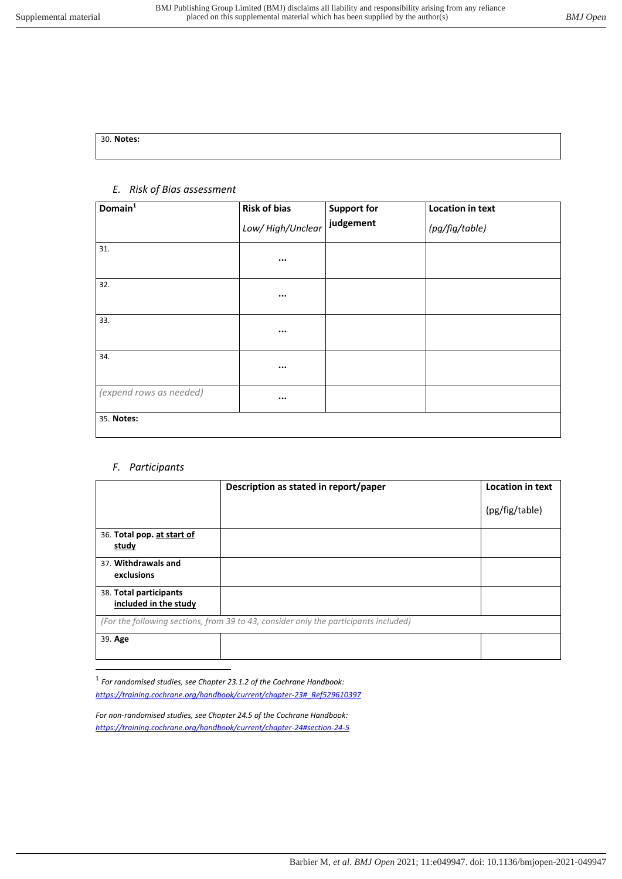| 30. **Notes:** |
|---|

### *E. Risk of Bias assessment*

| **Domain**[1] | **Risk of bias** *Low/ High/Unclear* | **Support for judgement** | **Location in text** *(pg/fig/table)* |
|---|---|---|---|
| 31. | ... | | |
| 32. | ... | | |
| 33. | ... | | |
| 34. | ... | | |
| *(expend rows as needed)* | ... | | |
| 35. **Notes:** | | | |

### *F. Participants*

| | **Description as stated in report/paper** | **Location in text** (pg/fig/table) |
|---|---|---|
| 36. **Total pop. at start of study** | | |
| 37. **Withdrawals and exclusions** | | |
| 38. **Total participants included in the study** | | |
| *(For the following sections, from 39 to 43, consider only the participants included)* | | |
| 39. **Age** | | |

[1] *For randomised studies, see Chapter 23.1.2 of the Cochrane Handbook: https://training.cochrane.org/handbook/current/chapter-23#_Ref529610397*

*For non-randomised studies, see Chapter 24.5 of the Cochrane Handbook: https://training.cochrane.org/handbook/current/chapter-24#section-24-5*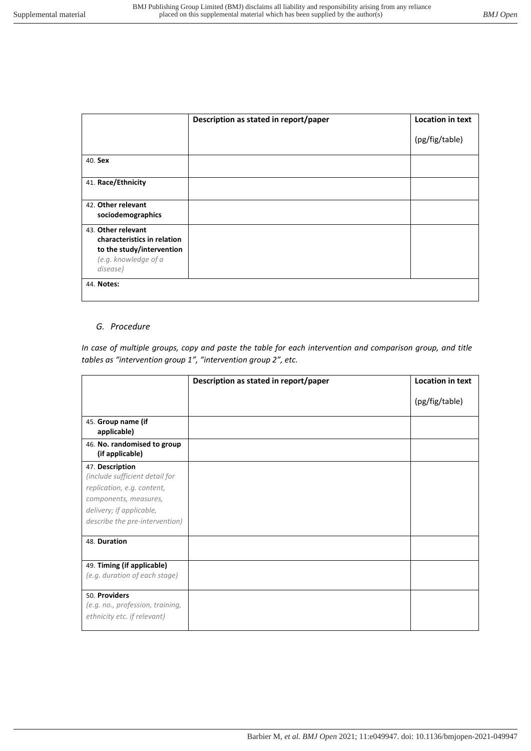| | Description as stated in report/paper | Location in text (pg/fig/table) |
|---|---|---|
| 40. **Sex** | | |
| 41. **Race/Ethnicity** | | |
| 42. **Other relevant sociodemographics** | | |
| 43. **Other relevant characteristics in relation to the study/intervention** *(e.g. knowledge of a disease)* | | |
| 44. **Notes:** | | |

### *G. Procedure*

*In case of multiple groups, copy and paste the table for each intervention and comparison group, and title tables as "intervention group 1", "intervention group 2", etc.*

| | Description as stated in report/paper | Location in text (pg/fig/table) |
|---|---|---|
| 45. **Group name (if applicable)** | | |
| 46. **No. randomised to group (if applicable)** | | |
| 47. **Description** *(include sufficient detail for replication, e.g. content, components, measures, delivery; if applicable, describe the pre-intervention)* | | |
| 48. **Duration** | | |
| 49. **Timing (if applicable)** *(e.g. duration of each stage)* | | |
| 50. **Providers** *(e.g. no., profession, training, ethnicity etc. if relevant)* | | |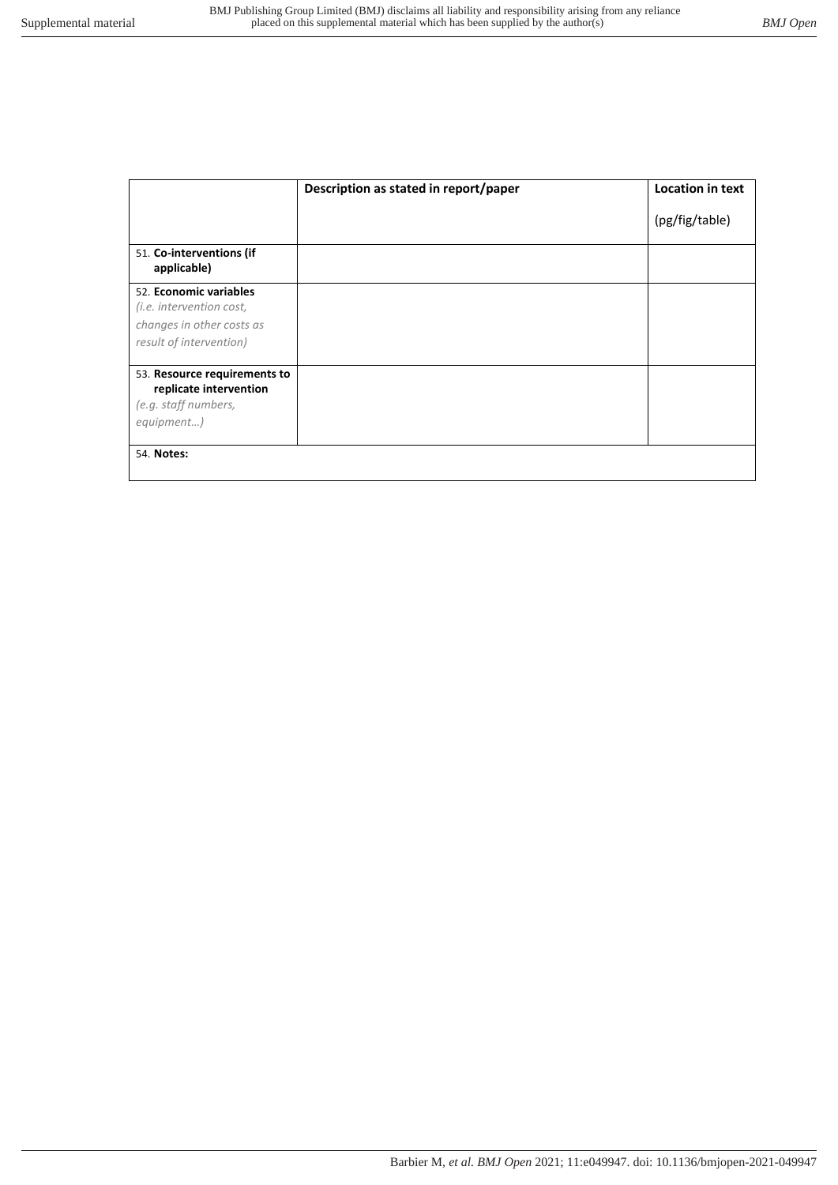| | Description as stated in report/paper | Location in text<br><br>(pg/fig/table) |
|---|---|---|
| 51. **Co-interventions (if applicable)** | | |
| 52. **Economic variables** *(i.e. intervention cost, changes in other costs as result of intervention)* | | |
| 53. **Resource requirements to replicate intervention** *(e.g. staff numbers, equipment…)* | | |
| 54. **Notes:** | | |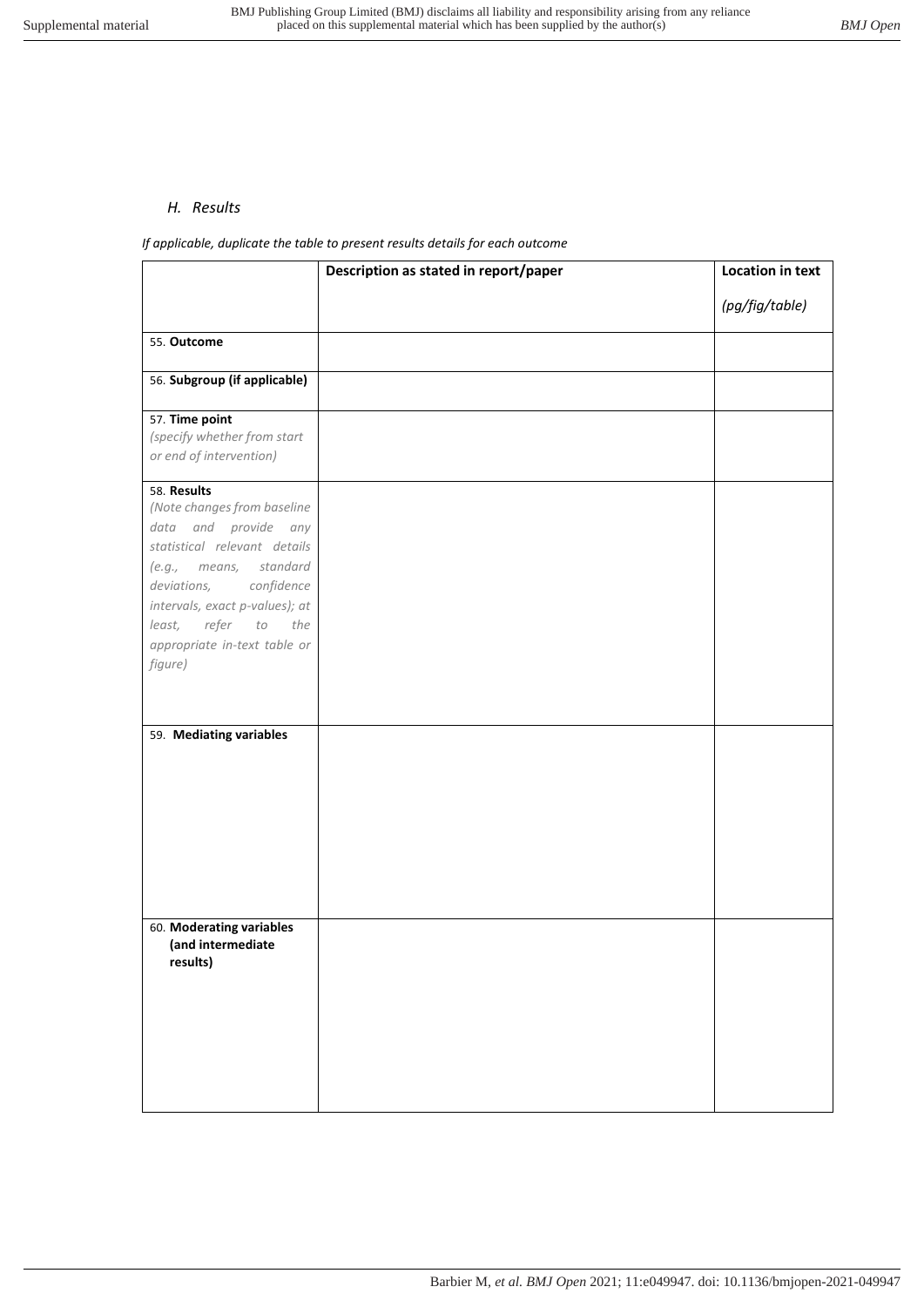### *H. Results*

*If applicable, duplicate the table to present results details for each outcome*

| | **Description as stated in report/paper** | **Location in text** *(pg/fig/table)* |
|---|---|---|
| 55. **Outcome** | | |
| 56. **Subgroup (if applicable)** | | |
| 57. **Time point** *(specify whether from start or end of intervention)* | | |
| 58. **Results** *(Note changes from baseline data and provide any statistical relevant details (e.g., means, standard deviations, confidence intervals, exact p-values); at least, refer to the appropriate in-text table or figure)* | | |
| 59. **Mediating variables** | | |
| 60. **Moderating variables (and intermediate results)** | | |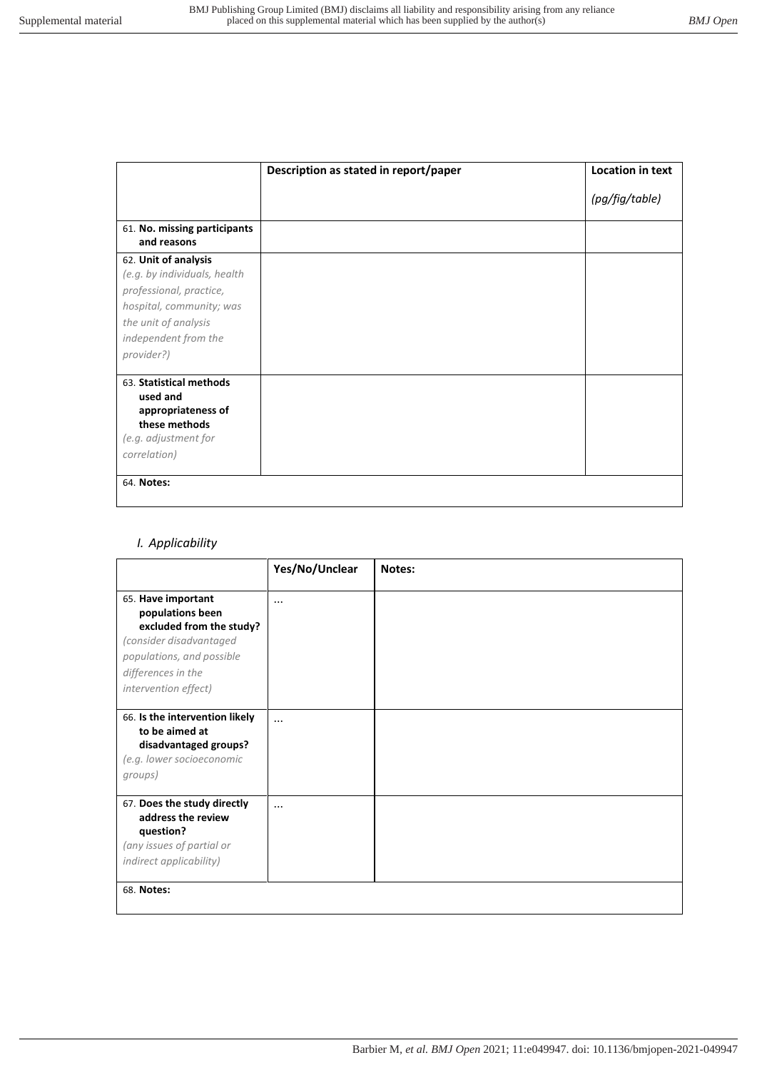| | Description as stated in report/paper | Location in text (pg/fig/table) |
|---|---|---|
| 61. **No. missing participants and reasons** | | |
| 62. **Unit of analysis** *(e.g. by individuals, health professional, practice, hospital, community; was the unit of analysis independent from the provider?)* | | |
| 63. **Statistical methods used and appropriateness of these methods** *(e.g. adjustment for correlation)* | | |
| 64. **Notes:** | | |

## *I. Applicability*

| | Yes/No/Unclear | Notes: |
|---|---|---|
| 65. **Have important populations been excluded from the study?** *(consider disadvantaged populations, and possible differences in the intervention effect)* | ... | |
| 66. **Is the intervention likely to be aimed at disadvantaged groups?** *(e.g. lower socioeconomic groups)* | ... | |
| 67. **Does the study directly address the review question?** *(any issues of partial or indirect applicability)* | ... | |
| 68. **Notes:** | | |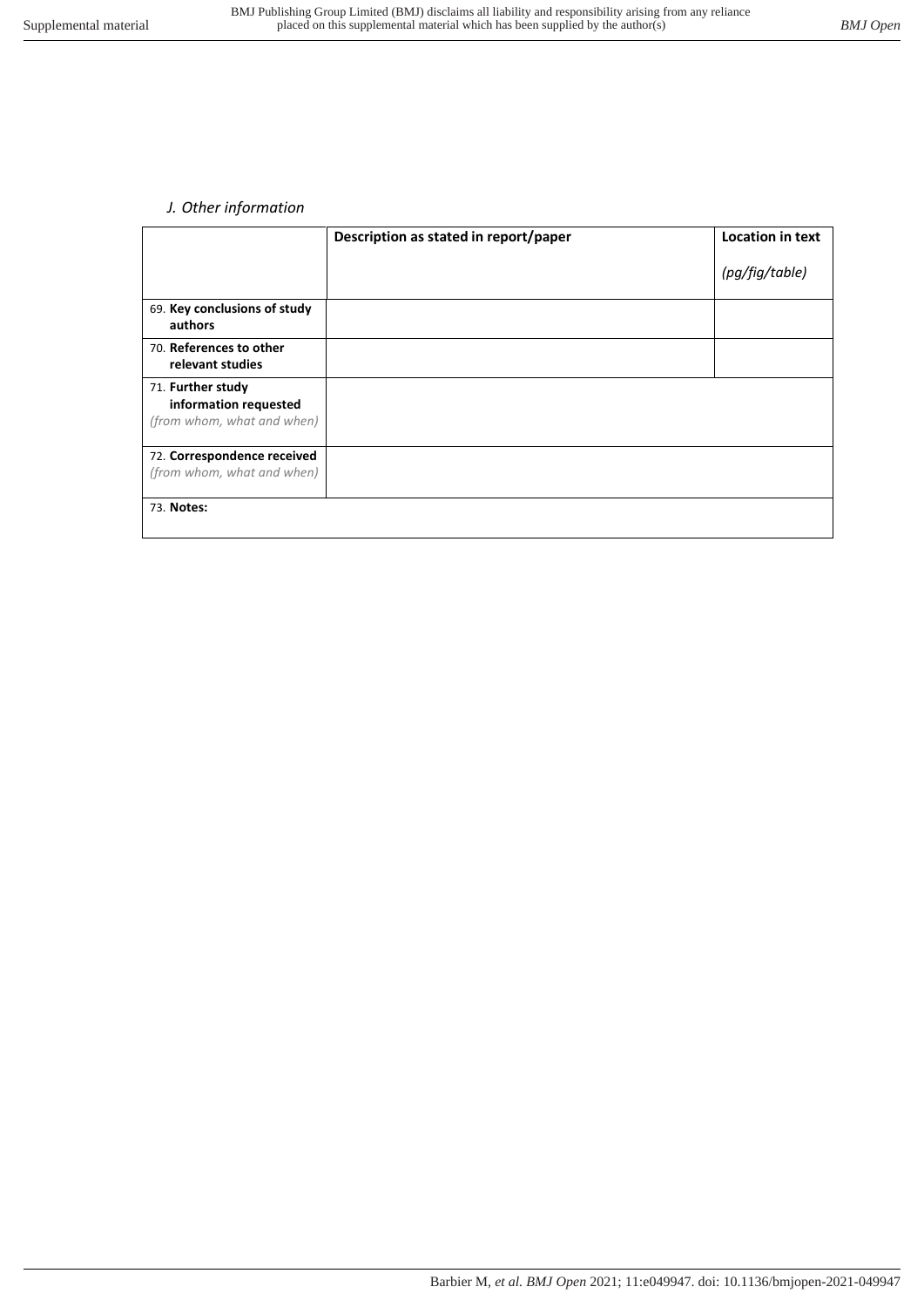*J. Other information*

| | Description as stated in report/paper | Location in text *(pg/fig/table)* |
|---|---|---|
| 69. **Key conclusions of study authors** | | |
| 70. **References to other relevant studies** | | |
| 71. **Further study information requested** *(from whom, what and when)* | | |
| 72. **Correspondence received** *(from whom, what and when)* | | |
| 73. **Notes:** | | |